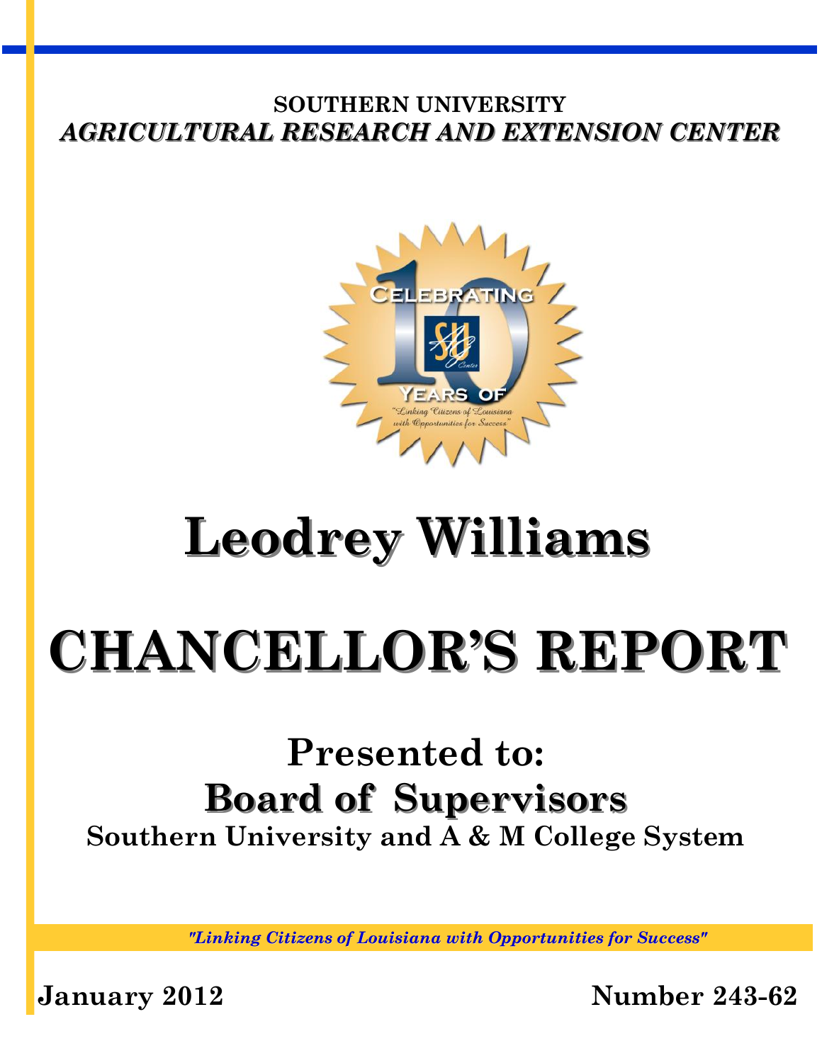**SOUTHERN UNIVERSITY**

***AGRICULTURAL RESEARCH AND EXTENSION CENTER***

# Leodrey Williams

# CHANCELLOR'S REPORT

## Presented to:

## Board of Supervisors

**Southern University and A & M College System**

*"Linking Citizens of Louisiana with Opportunities for Success"*

**January 2012** **Number 243-62**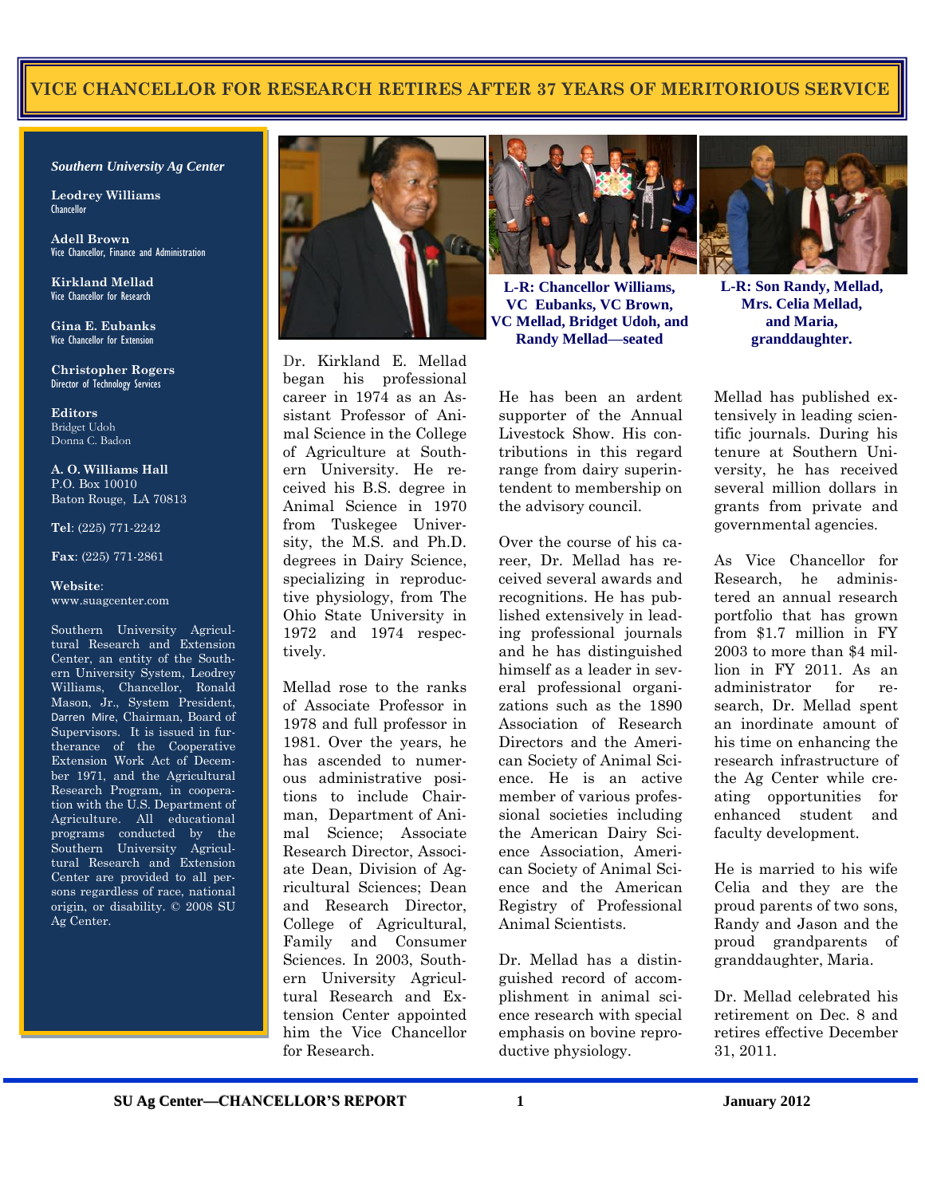# VICE CHANCELLOR FOR RESEARCH RETIRES AFTER 37 YEARS OF MERITORIOUS SERVICE

***Southern University Ag Center***

**Leodrey Williams**
Chancellor

**Adell Brown**
Vice Chancellor, Finance and Administration

**Kirkland Mellad**
Vice Chancellor for Research

**Gina E. Eubanks**
Vice Chancellor for Extension

**Christopher Rogers**
Director of Technology Services

**Editors**
Bridget Udoh
Donna C. Badon

**A. O. Williams Hall**
P.O. Box 10010
Baton Rouge, LA 70813

**Tel**: (225) 771-2242

**Fax**: (225) 771-2861

**Website**:
www.suagcenter.com

Southern University Agricultural Research and Extension Center, an entity of the Southern University System, Leodrey Williams, Chancellor, Ronald Mason, Jr., System President, Darren Mire, Chairman, Board of Supervisors. It is issued in furtherance of the Cooperative Extension Work Act of December 1971, and the Agricultural Research Program, in cooperation with the U.S. Department of Agriculture. All educational programs conducted by the Southern University Agricultural Research and Extension Center are provided to all persons regardless of race, national origin, or disability. © 2008 SU Ag Center.

**L-R: Chancellor Williams, VC Eubanks, VC Brown, VC Mellad, Bridget Udoh, and Randy Mellad—seated**

**L-R: Son Randy, Mellad, Mrs. Celia Mellad, and Maria, granddaughter.**

Dr. Kirkland E. Mellad began his professional career in 1974 as an Assistant Professor of Animal Science in the College of Agriculture at Southern University. He received his B.S. degree in Animal Science in 1970 from Tuskegee University, the M.S. and Ph.D. degrees in Dairy Science, specializing in reproductive physiology, from The Ohio State University in 1972 and 1974 respectively.

Mellad rose to the ranks of Associate Professor in 1978 and full professor in 1981. Over the years, he has ascended to numerous administrative positions to include Chairman, Department of Animal Science; Associate Research Director, Associate Dean, Division of Agricultural Sciences; Dean and Research Director, College of Agricultural, Family and Consumer Sciences. In 2003, Southern University Agricultural Research and Extension Center appointed him the Vice Chancellor for Research.

He has been an ardent supporter of the Annual Livestock Show. His contributions in this regard range from dairy superintendent to membership on the advisory council.

Over the course of his career, Dr. Mellad has received several awards and recognitions. He has published extensively in leading professional journals and he has distinguished himself as a leader in several professional organizations such as the 1890 Association of Research Directors and the American Society of Animal Science. He is an active member of various professional societies including the American Dairy Science Association, American Society of Animal Science and the American Registry of Professional Animal Scientists.

Dr. Mellad has a distinguished record of accomplishment in animal science research with special emphasis on bovine reproductive physiology.

Mellad has published extensively in leading scientific journals. During his tenure at Southern University, he has received several million dollars in grants from private and governmental agencies.

As Vice Chancellor for Research, he administered an annual research portfolio that has grown from $1.7 million in FY 2003 to more than $4 million in FY 2011. As an administrator for research, Dr. Mellad spent an inordinate amount of his time on enhancing the research infrastructure of the Ag Center while creating opportunities for enhanced student and faculty development.

He is married to his wife Celia and they are the proud parents of two sons, Randy and Jason and the proud grandparents of granddaughter, Maria.

Dr. Mellad celebrated his retirement on Dec. 8 and retires effective December 31, 2011.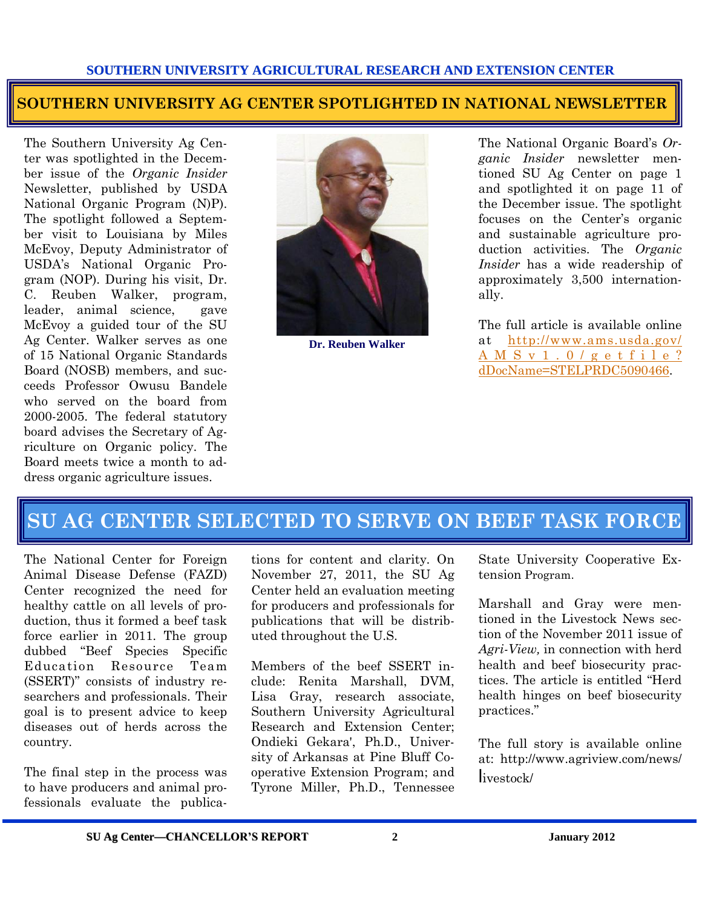## SOUTHERN UNIVERSITY AG CENTER SPOTLIGHTED IN NATIONAL NEWSLETTER

The Southern University Ag Center was spotlighted in the December issue of the *Organic Insider* Newsletter, published by USDA National Organic Program (N)P). The spotlight followed a September visit to Louisiana by Miles McEvoy, Deputy Administrator of USDA's National Organic Program (NOP). During his visit, Dr. C. Reuben Walker, program, leader, animal science, gave McEvoy a guided tour of the SU Ag Center. Walker serves as one of 15 National Organic Standards Board (NOSB) members, and succeeds Professor Owusu Bandele who served on the board from 2000-2005. The federal statutory board advises the Secretary of Agriculture on Organic policy. The Board meets twice a month to address organic agriculture issues.

Dr. Reuben Walker

The National Organic Board's *Organic Insider* newsletter mentioned SU Ag Center on page 1 and spotlighted it on page 11 of the December issue. The spotlight focuses on the Center's organic and sustainable agriculture production activities. The *Organic Insider* has a wide readership of approximately 3,500 internationally.

The full article is available online at http://www.ams.usda.gov/AMSv1.0/getfile?dDocName=STELPRDC5090466.

## SU AG CENTER SELECTED TO SERVE ON BEEF TASK FORCE

The National Center for Foreign Animal Disease Defense (FAZD) Center recognized the need for healthy cattle on all levels of production, thus it formed a beef task force earlier in 2011. The group dubbed "Beef Species Specific Education Resource Team (SSERT)" consists of industry researchers and professionals. Their goal is to present advice to keep diseases out of herds across the country.

The final step in the process was to have producers and animal professionals evaluate the publications for content and clarity. On November 27, 2011, the SU Ag Center held an evaluation meeting for producers and professionals for publications that will be distributed throughout the U.S.

Members of the beef SSERT include: Renita Marshall, DVM, Lisa Gray, research associate, Southern University Agricultural Research and Extension Center; Ondieki Gekara', Ph.D., University of Arkansas at Pine Bluff Cooperative Extension Program; and Tyrone Miller, Ph.D., Tennessee State University Cooperative Extension Program.

Marshall and Gray were mentioned in the Livestock News section of the November 2011 issue of *Agri-View,* in connection with herd health and beef biosecurity practices. The article is entitled "Herd health hinges on beef biosecurity practices."

The full story is available online at: http://www.agriview.com/news/livestock/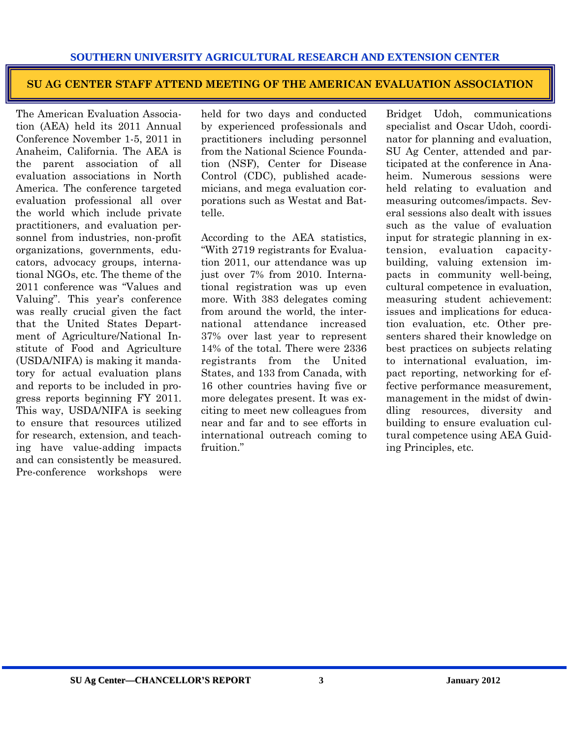## SU AG CENTER STAFF ATTEND MEETING OF THE AMERICAN EVALUATION ASSOCIATION

The American Evaluation Association (AEA) held its 2011 Annual Conference November 1-5, 2011 in Anaheim, California. The AEA is the parent association of all evaluation associations in North America. The conference targeted evaluation professional all over the world which include private practitioners, and evaluation personnel from industries, non-profit organizations, governments, educators, advocacy groups, international NGOs, etc. The theme of the 2011 conference was "Values and Valuing". This year's conference was really crucial given the fact that the United States Department of Agriculture/National Institute of Food and Agriculture (USDA/NIFA) is making it mandatory for actual evaluation plans and reports to be included in progress reports beginning FY 2011. This way, USDA/NIFA is seeking to ensure that resources utilized for research, extension, and teaching have value-adding impacts and can consistently be measured. Pre-conference workshops were held for two days and conducted by experienced professionals and practitioners including personnel from the National Science Foundation (NSF), Center for Disease Control (CDC), published academicians, and mega evaluation corporations such as Westat and Battelle.

According to the AEA statistics, "With 2719 registrants for Evaluation 2011, our attendance was up just over 7% from 2010. International registration was up even more. With 383 delegates coming from around the world, the international attendance increased 37% over last year to represent 14% of the total. There were 2336 registrants from the United States, and 133 from Canada, with 16 other countries having five or more delegates present. It was exciting to meet new colleagues from near and far and to see efforts in international outreach coming to fruition."

Bridget Udoh, communications specialist and Oscar Udoh, coordinator for planning and evaluation, SU Ag Center, attended and participated at the conference in Anaheim. Numerous sessions were held relating to evaluation and measuring outcomes/impacts. Several sessions also dealt with issues such as the value of evaluation input for strategic planning in extension, evaluation capacity-building, valuing extension impacts in community well-being, cultural competence in evaluation, measuring student achievement: issues and implications for education evaluation, etc. Other presenters shared their knowledge on best practices on subjects relating to international evaluation, impact reporting, networking for effective performance measurement, management in the midst of dwindling resources, diversity and building to ensure evaluation cultural competence using AEA Guiding Principles, etc.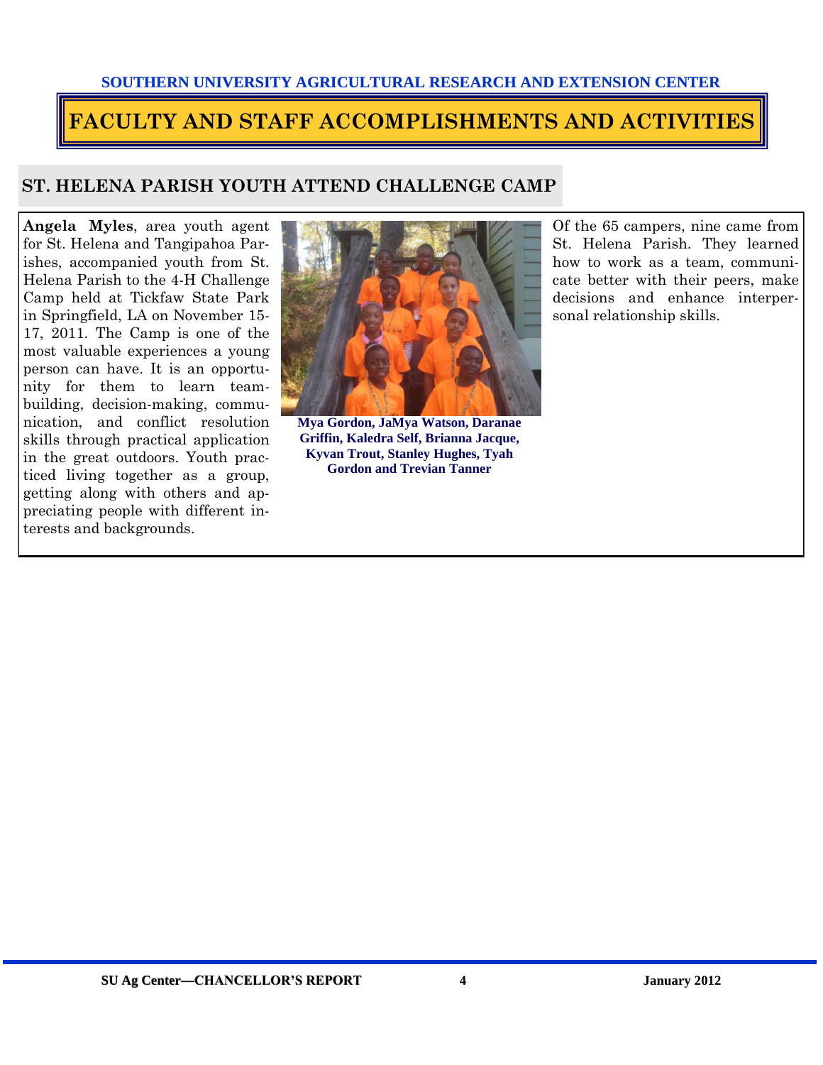SOUTHERN UNIVERSITY AGRICULTURAL RESEARCH AND EXTENSION CENTER

# FACULTY AND STAFF ACCOMPLISHMENTS AND ACTIVITIES

## ST. HELENA PARISH YOUTH ATTEND CHALLENGE CAMP

**Angela Myles**, area youth agent for St. Helena and Tangipahoa Parishes, accompanied youth from St. Helena Parish to the 4-H Challenge Camp held at Tickfaw State Park in Springfield, LA on November 15-17, 2011. The Camp is one of the most valuable experiences a young person can have. It is an opportunity for them to learn team-building, decision-making, communication, and conflict resolution skills through practical application in the great outdoors. Youth practiced living together as a group, getting along with others and appreciating people with different interests and backgrounds.

**Mya Gordon, JaMya Watson, Daranae Griffin, Kaledra Self, Brianna Jacque, Kyvan Trout, Stanley Hughes, Tyah Gordon and Trevian Tanner**

Of the 65 campers, nine came from St. Helena Parish. They learned how to work as a team, communicate better with their peers, make decisions and enhance interpersonal relationship skills.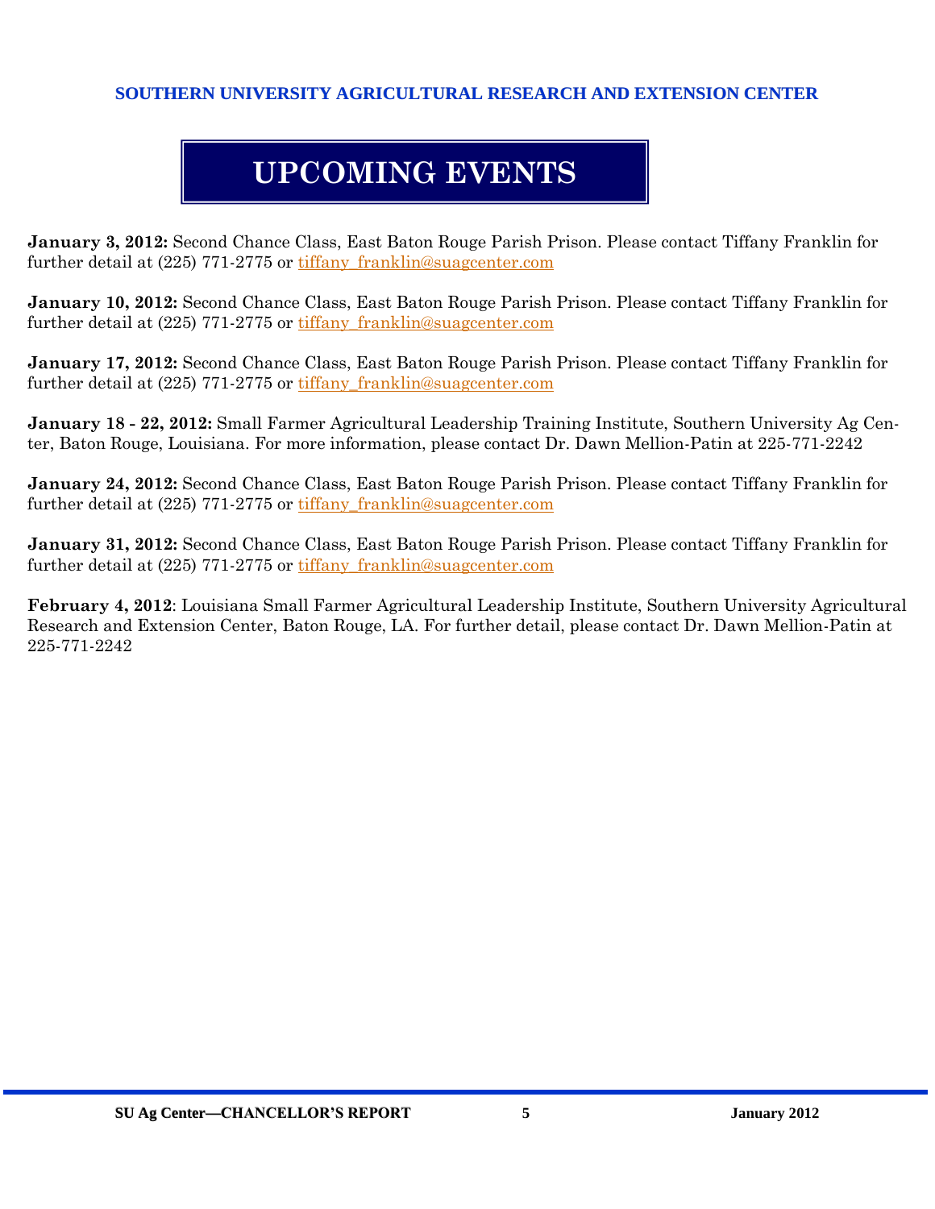SOUTHERN UNIVERSITY AGRICULTURAL RESEARCH AND EXTENSION CENTER

# UPCOMING EVENTS

**January 3, 2012:** Second Chance Class, East Baton Rouge Parish Prison. Please contact Tiffany Franklin for further detail at (225) 771-2775 or tiffany_franklin@suagcenter.com

**January 10, 2012:** Second Chance Class, East Baton Rouge Parish Prison. Please contact Tiffany Franklin for further detail at (225) 771-2775 or tiffany_franklin@suagcenter.com

**January 17, 2012:** Second Chance Class, East Baton Rouge Parish Prison. Please contact Tiffany Franklin for further detail at (225) 771-2775 or tiffany_franklin@suagcenter.com

**January 18 - 22, 2012:** Small Farmer Agricultural Leadership Training Institute, Southern University Ag Center, Baton Rouge, Louisiana. For more information, please contact Dr. Dawn Mellion-Patin at 225-771-2242

**January 24, 2012:** Second Chance Class, East Baton Rouge Parish Prison. Please contact Tiffany Franklin for further detail at (225) 771-2775 or tiffany_franklin@suagcenter.com

**January 31, 2012:** Second Chance Class, East Baton Rouge Parish Prison. Please contact Tiffany Franklin for further detail at (225) 771-2775 or tiffany_franklin@suagcenter.com

**February 4, 2012**: Louisiana Small Farmer Agricultural Leadership Institute, Southern University Agricultural Research and Extension Center, Baton Rouge, LA. For further detail, please contact Dr. Dawn Mellion-Patin at 225-771-2242